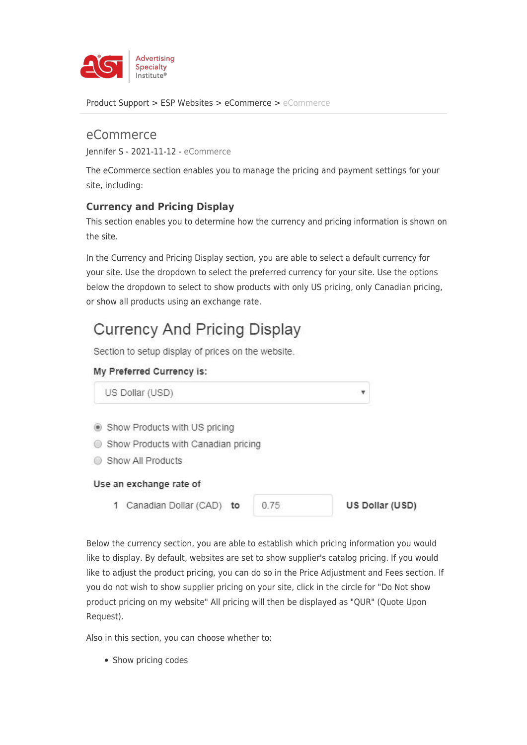Product Support > ESP Websites > eCommerce > eCommerce

# eCommerce

Jennifer S - 2021-11-12 - eCommerce

The eCommerce section enables you to manage the pricing and payment settings for your site, including:

### Currency and Pricing Display

This section enables you to determine how the currency and pricing information is shown on the site.

In the Currency and Pricing Display section, you are able to select a default currency for your site. Use the dropdown to select the preferred currency for your site. Use the options below the dropdown to select to show products with only US pricing, only Canadian pricing, or show all products using an exchange rate.

## Currency And Pricing Display

Section to setup display of prices on the website.

**My Preferred Currency is:**

US Dollar (USD)

- (•) Show Products with US pricing
- ( ) Show Products with Canadian pricing
- ( ) Show All Products

**Use an exchange rate of**

1 Canadian Dollar (CAD) **to** 0.75 **US Dollar (USD)**

Below the currency section, you are able to establish which pricing information you would like to display. By default, websites are set to show supplier's catalog pricing. If you would like to adjust the product pricing, you can do so in the Price Adjustment and Fees section. If you do not wish to show supplier pricing on your site, click in the circle for "Do Not show product pricing on my website" All pricing will then be displayed as "QUR" (Quote Upon Request).

Also in this section, you can choose whether to:

- Show pricing codes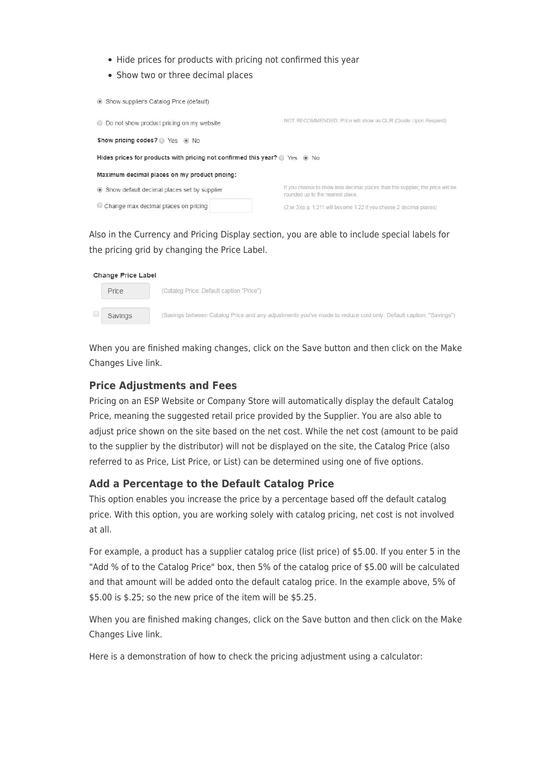- Hide prices for products with pricing not confirmed this year
- Show two or three decimal places

◉ Show supplier's Catalog Price (default)

○ Do not show product pricing on my website — NOT RECOMMENDED: Price will show as QUR (Quote Upon Request)

**Show pricing codes?** ○ Yes ◉ No

**Hides prices for products with pricing not confirmed this year?** ○ Yes ◉ No

**Maximum decimal places on my product pricing:**

◉ Show default decimal places set by supplier — If you choose to show less decimal places than the supplier, the price will be rounded up to the nearest place.

○ Change max decimal places on pricing [ ] — (2 or 3)(e.g. 1.211 will become 1.22 if you choose 2 decimal places)

Also in the Currency and Pricing Display section, you are able to include special labels for the pricing grid by changing the Price Label.

**Change Price Label**

[Price] (Catalog Price: Default caption "Price")

☐ [Savings] (Savings between Catalog Price and any adjustments you've made to reduce cost only: Default caption: "Savings")

When you are finished making changes, click on the Save button and then click on the Make Changes Live link.

### Price Adjustments and Fees

Pricing on an ESP Website or Company Store will automatically display the default Catalog Price, meaning the suggested retail price provided by the Supplier. You are also able to adjust price shown on the site based on the net cost. While the net cost (amount to be paid to the supplier by the distributor) will not be displayed on the site, the Catalog Price (also referred to as Price, List Price, or List) can be determined using one of five options.

### Add a Percentage to the Default Catalog Price

This option enables you increase the price by a percentage based off the default catalog price. With this option, you are working solely with catalog pricing, net cost is not involved at all.

For example, a product has a supplier catalog price (list price) of $5.00. If you enter 5 in the "Add % of to the Catalog Price" box, then 5% of the catalog price of $5.00 will be calculated and that amount will be added onto the default catalog price. In the example above, 5% of $5.00 is $.25; so the new price of the item will be $5.25.

When you are finished making changes, click on the Save button and then click on the Make Changes Live link.

Here is a demonstration of how to check the pricing adjustment using a calculator: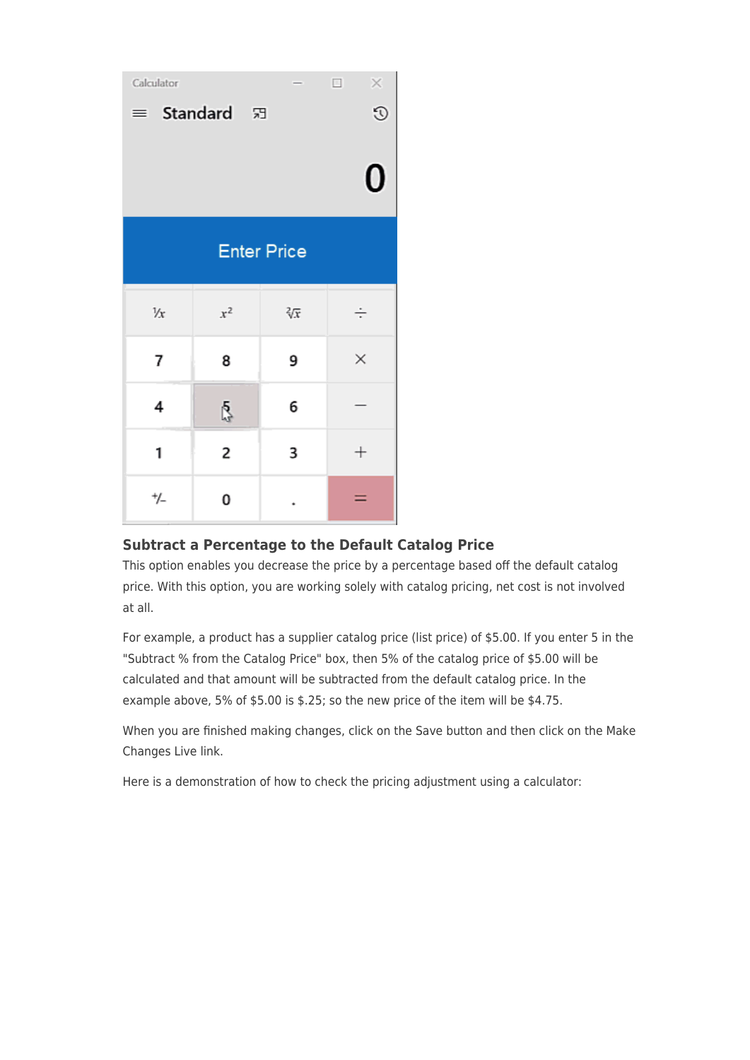## Subtract a Percentage to the Default Catalog Price

This option enables you decrease the price by a percentage based off the default catalog price. With this option, you are working solely with catalog pricing, net cost is not involved at all.

For example, a product has a supplier catalog price (list price) of $5.00. If you enter 5 in the "Subtract % from the Catalog Price" box, then 5% of the catalog price of $5.00 will be calculated and that amount will be subtracted from the default catalog price. In the example above, 5% of $5.00 is $.25; so the new price of the item will be $4.75.

When you are finished making changes, click on the Save button and then click on the Make Changes Live link.

Here is a demonstration of how to check the pricing adjustment using a calculator: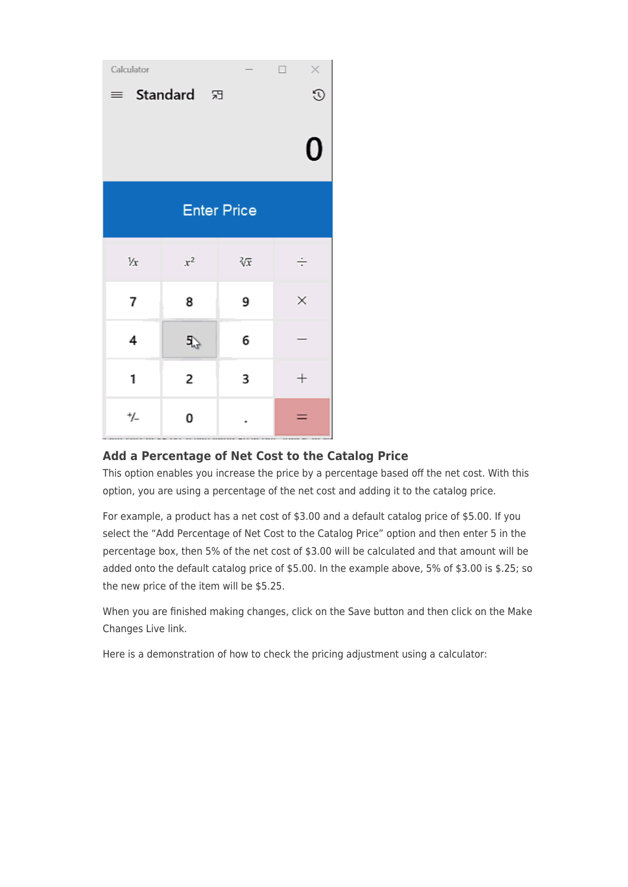### Add a Percentage of Net Cost to the Catalog Price

This option enables you increase the price by a percentage based off the net cost. With this option, you are using a percentage of the net cost and adding it to the catalog price.

For example, a product has a net cost of $3.00 and a default catalog price of $5.00. If you select the “Add Percentage of Net Cost to the Catalog Price” option and then enter 5 in the percentage box, then 5% of the net cost of $3.00 will be calculated and that amount will be added onto the default catalog price of $5.00. In the example above, 5% of $3.00 is $.25; so the new price of the item will be $5.25.

When you are finished making changes, click on the Save button and then click on the Make Changes Live link.

Here is a demonstration of how to check the pricing adjustment using a calculator: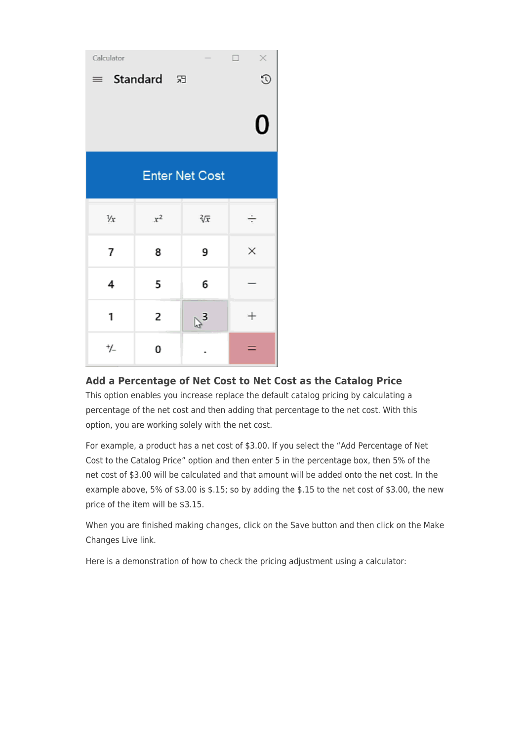## Add a Percentage of Net Cost to Net Cost as the Catalog Price

This option enables you increase replace the default catalog pricing by calculating a percentage of the net cost and then adding that percentage to the net cost. With this option, you are working solely with the net cost.

For example, a product has a net cost of $3.00. If you select the “Add Percentage of Net Cost to the Catalog Price” option and then enter 5 in the percentage box, then 5% of the net cost of $3.00 will be calculated and that amount will be added onto the net cost. In the example above, 5% of $3.00 is $.15; so by adding the $.15 to the net cost of $3.00, the new price of the item will be $3.15.

When you are finished making changes, click on the Save button and then click on the Make Changes Live link.

Here is a demonstration of how to check the pricing adjustment using a calculator: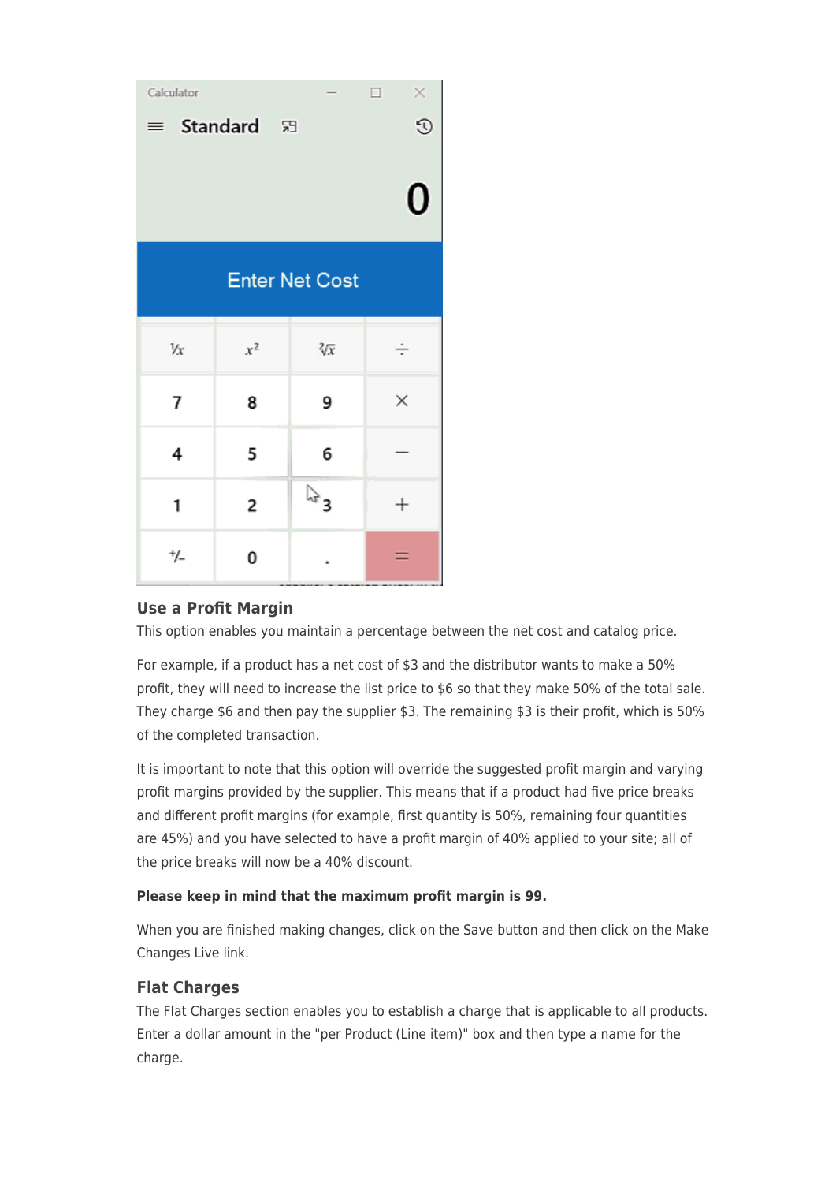## Use a Profit Margin

This option enables you maintain a percentage between the net cost and catalog price.

For example, if a product has a net cost of $3 and the distributor wants to make a 50% profit, they will need to increase the list price to $6 so that they make 50% of the total sale. They charge $6 and then pay the supplier $3. The remaining $3 is their profit, which is 50% of the completed transaction.

It is important to note that this option will override the suggested profit margin and varying profit margins provided by the supplier. This means that if a product had five price breaks and different profit margins (for example, first quantity is 50%, remaining four quantities are 45%) and you have selected to have a profit margin of 40% applied to your site; all of the price breaks will now be a 40% discount.

**Please keep in mind that the maximum profit margin is 99.**

When you are finished making changes, click on the Save button and then click on the Make Changes Live link.

## Flat Charges

The Flat Charges section enables you to establish a charge that is applicable to all products. Enter a dollar amount in the "per Product (Line item)" box and then type a name for the charge.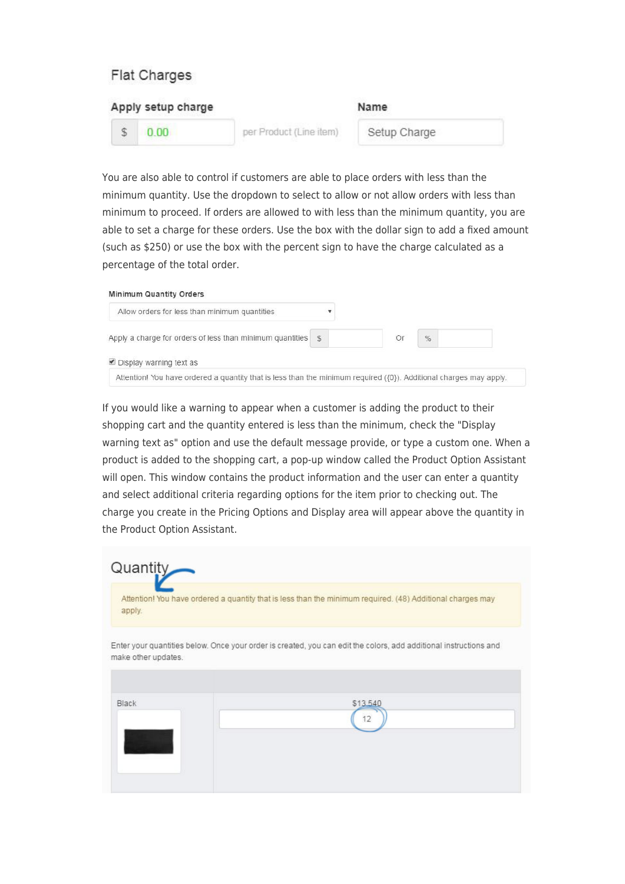Flat Charges

Apply setup charge

$ 0.00 per Product (Line item)

Name

Setup Charge

You are also able to control if customers are able to place orders with less than the minimum quantity. Use the dropdown to select to allow or not allow orders with less than minimum to proceed. If orders are allowed to with less than the minimum quantity, you are able to set a charge for these orders. Use the box with the dollar sign to add a fixed amount (such as $250) or use the box with the percent sign to have the charge calculated as a percentage of the total order.

Minimum Quantity Orders

Allow orders for less than minimum quantities

Apply a charge for orders of less than minimum quantities $ Or %

Display warning text as

Attention! You have ordered a quantity that is less than the minimum required ({0}). Additional charges may apply.

If you would like a warning to appear when a customer is adding the product to their shopping cart and the quantity entered is less than the minimum, check the "Display warning text as" option and use the default message provide, or type a custom one. When a product is added to the shopping cart, a pop-up window called the Product Option Assistant will open. This window contains the product information and the user can enter a quantity and select additional criteria regarding options for the item prior to checking out. The charge you create in the Pricing Options and Display area will appear above the quantity in the Product Option Assistant.

Quantity

Attention! You have ordered a quantity that is less than the minimum required. (48) Additional charges may apply.

Enter your quantities below. Once your order is created, you can edit the colors, add additional instructions and make other updates.

Black

$13.540

12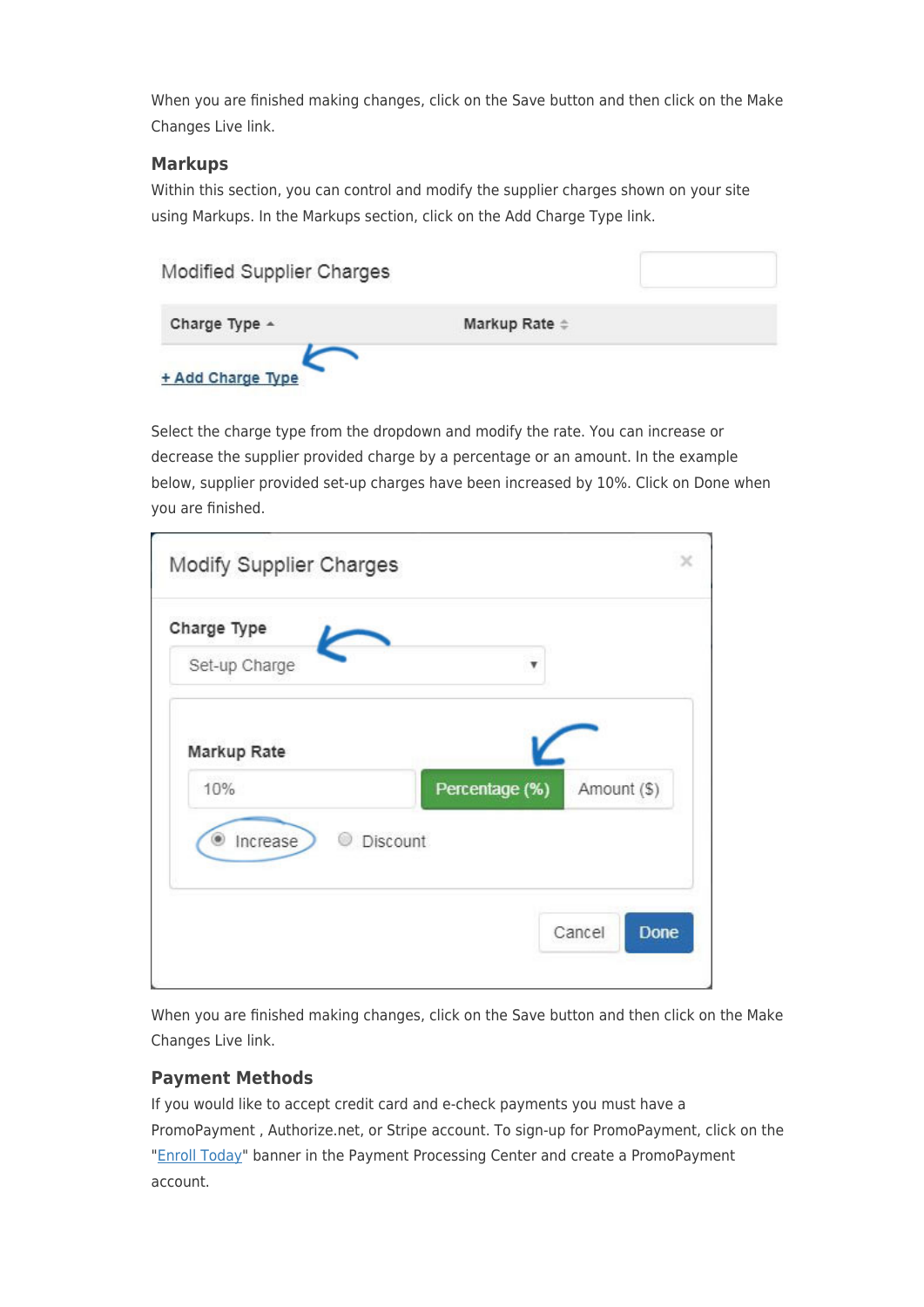When you are finished making changes, click on the Save button and then click on the Make Changes Live link.

### Markups

Within this section, you can control and modify the supplier charges shown on your site using Markups. In the Markups section, click on the Add Charge Type link.

Select the charge type from the dropdown and modify the rate. You can increase or decrease the supplier provided charge by a percentage or an amount. In the example below, supplier provided set-up charges have been increased by 10%. Click on Done when you are finished.

When you are finished making changes, click on the Save button and then click on the Make Changes Live link.

### Payment Methods

If you would like to accept credit card and e-check payments you must have a PromoPayment , Authorize.net, or Stripe account. To sign-up for PromoPayment, click on the "Enroll Today" banner in the Payment Processing Center and create a PromoPayment account.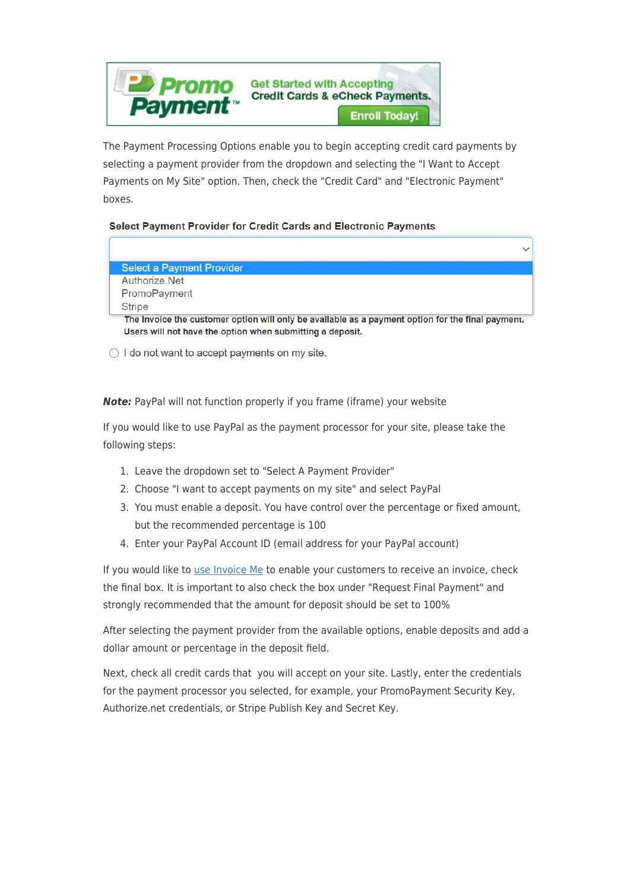The Payment Processing Options enable you to begin accepting credit card payments by selecting a payment provider from the dropdown and selecting the "I Want to Accept Payments on My Site" option. Then, check the "Credit Card" and "Electronic Payment" boxes.

**Note:** PayPal will not function properly if you frame (iframe) your website

If you would like to use PayPal as the payment processor for your site, please take the following steps:

1. Leave the dropdown set to "Select A Payment Provider"
2. Choose "I want to accept payments on my site" and select PayPal
3. You must enable a deposit. You have control over the percentage or fixed amount, but the recommended percentage is 100
4. Enter your PayPal Account ID (email address for your PayPal account)

If you would like to use Invoice Me to enable your customers to receive an invoice, check the final box. It is important to also check the box under "Request Final Payment" and strongly recommended that the amount for deposit should be set to 100%

After selecting the payment provider from the available options, enable deposits and add a dollar amount or percentage in the deposit field.

Next, check all credit cards that you will accept on your site. Lastly, enter the credentials for the payment processor you selected, for example, your PromoPayment Security Key, Authorize.net credentials, or Stripe Publish Key and Secret Key.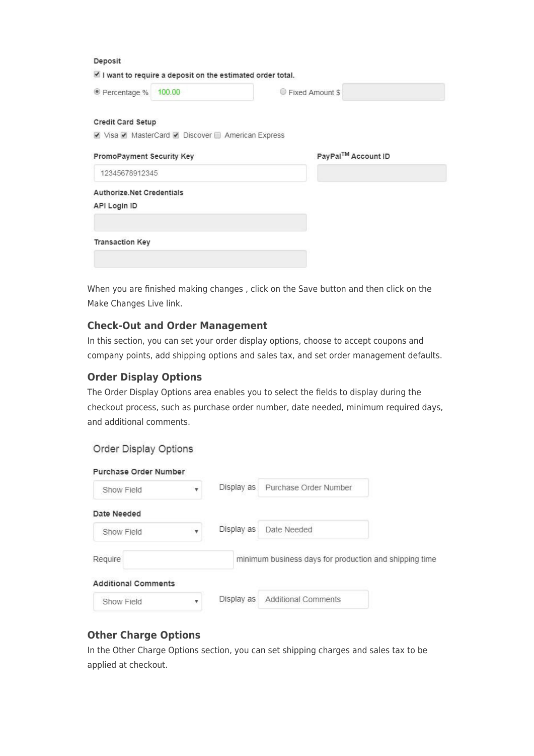Deposit

☑ I want to require a deposit on the estimated order total.

◉ Percentage % 100.00 ○ Fixed Amount $

Credit Card Setup

☑ Visa ☑ MasterCard ☑ Discover ☐ American Express

PromoPayment Security Key

12345678912345

PayPal™ Account ID

Authorize.Net Credentials

API Login ID

Transaction Key

When you are finished making changes , click on the Save button and then click on the Make Changes Live link.

### Check-Out and Order Management

In this section, you can set your order display options, choose to accept coupons and company points, add shipping options and sales tax, and set order management defaults.

### Order Display Options

The Order Display Options area enables you to select the fields to display during the checkout process, such as purchase order number, date needed, minimum required days, and additional comments.

Order Display Options

Purchase Order Number

Show Field — Display as: Purchase Order Number

Date Needed

Show Field — Display as: Date Needed

Require ___ minimum business days for production and shipping time

Additional Comments

Show Field — Display as: Additional Comments

### Other Charge Options

In the Other Charge Options section, you can set shipping charges and sales tax to be applied at checkout.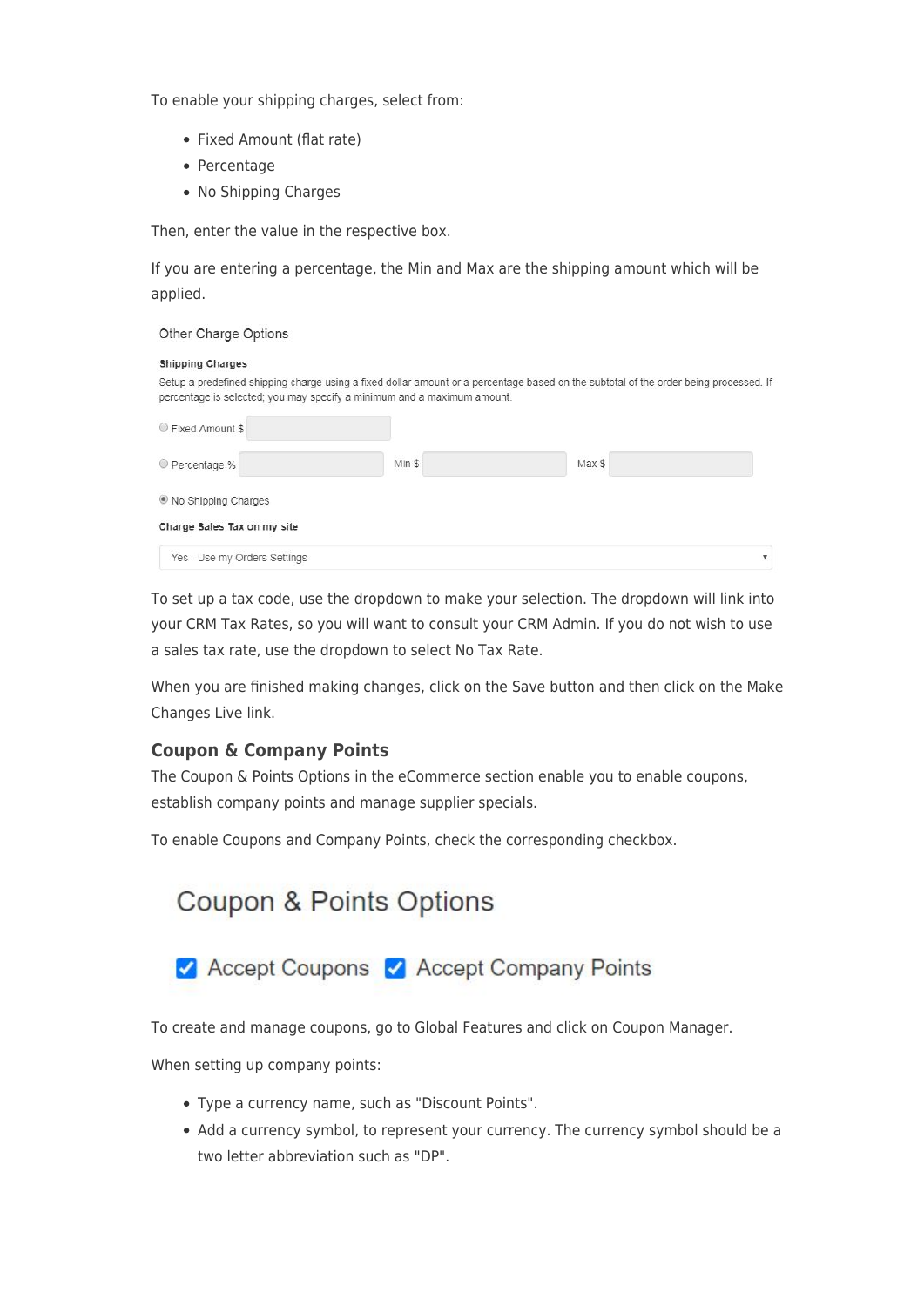To enable your shipping charges, select from:

- Fixed Amount (flat rate)
- Percentage
- No Shipping Charges

Then, enter the value in the respective box.

If you are entering a percentage, the Min and Max are the shipping amount which will be applied.

Other Charge Options

**Shipping Charges**

Setup a predefined shipping charge using a fixed dollar amount or a percentage based on the subtotal of the order being processed. If percentage is selected; you may specify a minimum and a maximum amount.

Fixed Amount $

Percentage % Min $ Max $

No Shipping Charges

**Charge Sales Tax on my site**

Yes - Use my Orders Settings

To set up a tax code, use the dropdown to make your selection. The dropdown will link into your CRM Tax Rates, so you will want to consult your CRM Admin. If you do not wish to use a sales tax rate, use the dropdown to select No Tax Rate.

When you are finished making changes, click on the Save button and then click on the Make Changes Live link.

### Coupon & Company Points

The Coupon & Points Options in the eCommerce section enable you to enable coupons, establish company points and manage supplier specials.

To enable Coupons and Company Points, check the corresponding checkbox.

Coupon & Points Options

Accept Coupons Accept Company Points

To create and manage coupons, go to Global Features and click on Coupon Manager.

When setting up company points:

- Type a currency name, such as "Discount Points".
- Add a currency symbol, to represent your currency. The currency symbol should be a two letter abbreviation such as "DP".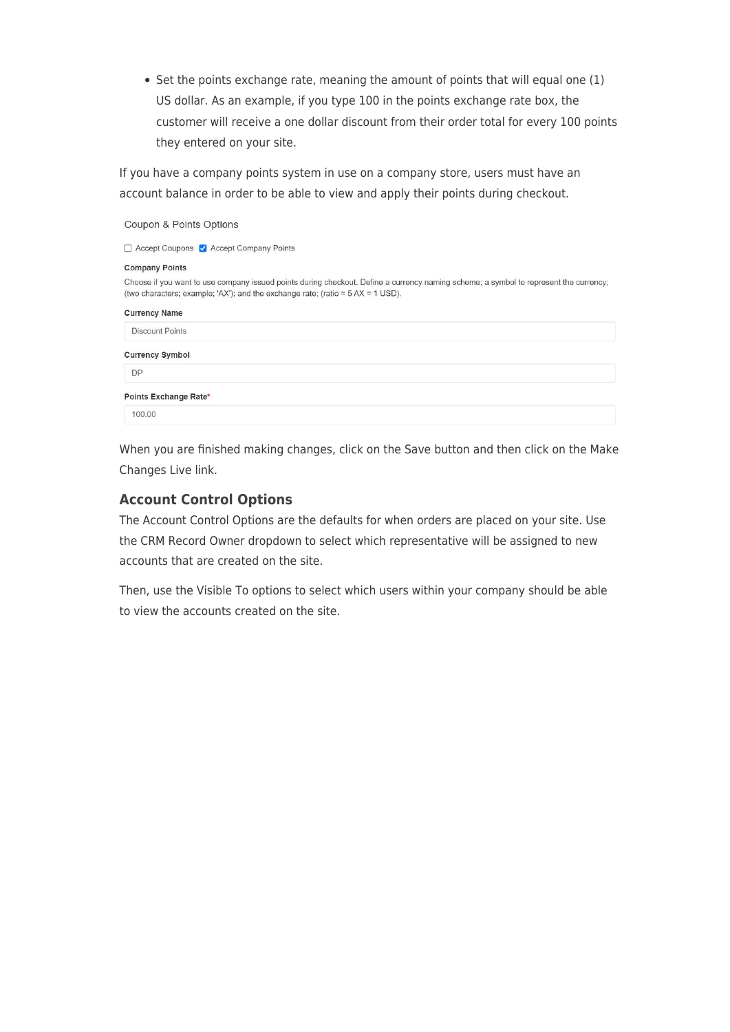- Set the points exchange rate, meaning the amount of points that will equal one (1) US dollar. As an example, if you type 100 in the points exchange rate box, the customer will receive a one dollar discount from their order total for every 100 points they entered on your site.

If you have a company points system in use on a company store, users must have an account balance in order to be able to view and apply their points during checkout.

Coupon & Points Options

- [ ] Accept Coupons
- [x] Accept Company Points

**Company Points**

Choose if you want to use company issued points during checkout. Define a currency naming scheme; a symbol to represent the currency; (two characters; example; 'AX'); and the exchange rate; (ratio = 5 AX = 1 USD).

**Currency Name**

Discount Points

**Currency Symbol**

DP

**Points Exchange Rate***

100.00

When you are finished making changes, click on the Save button and then click on the Make Changes Live link.

### Account Control Options

The Account Control Options are the defaults for when orders are placed on your site. Use the CRM Record Owner dropdown to select which representative will be assigned to new accounts that are created on the site.

Then, use the Visible To options to select which users within your company should be able to view the accounts created on the site.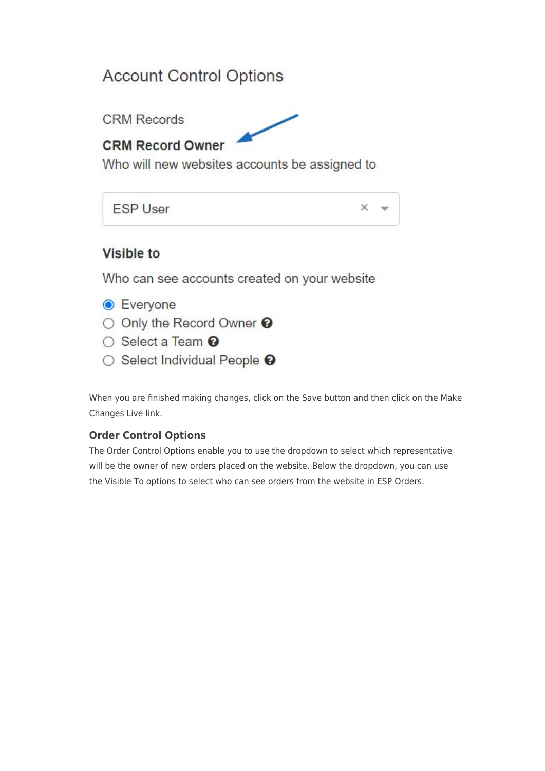Account Control Options

CRM Records

**CRM Record Owner**

Who will new websites accounts be assigned to

ESP User

**Visible to**

Who can see accounts created on your website

- Everyone
- Only the Record Owner
- Select a Team
- Select Individual People

When you are finished making changes, click on the Save button and then click on the Make Changes Live link.

### Order Control Options

The Order Control Options enable you to use the dropdown to select which representative will be the owner of new orders placed on the website. Below the dropdown, you can use the Visible To options to select who can see orders from the website in ESP Orders.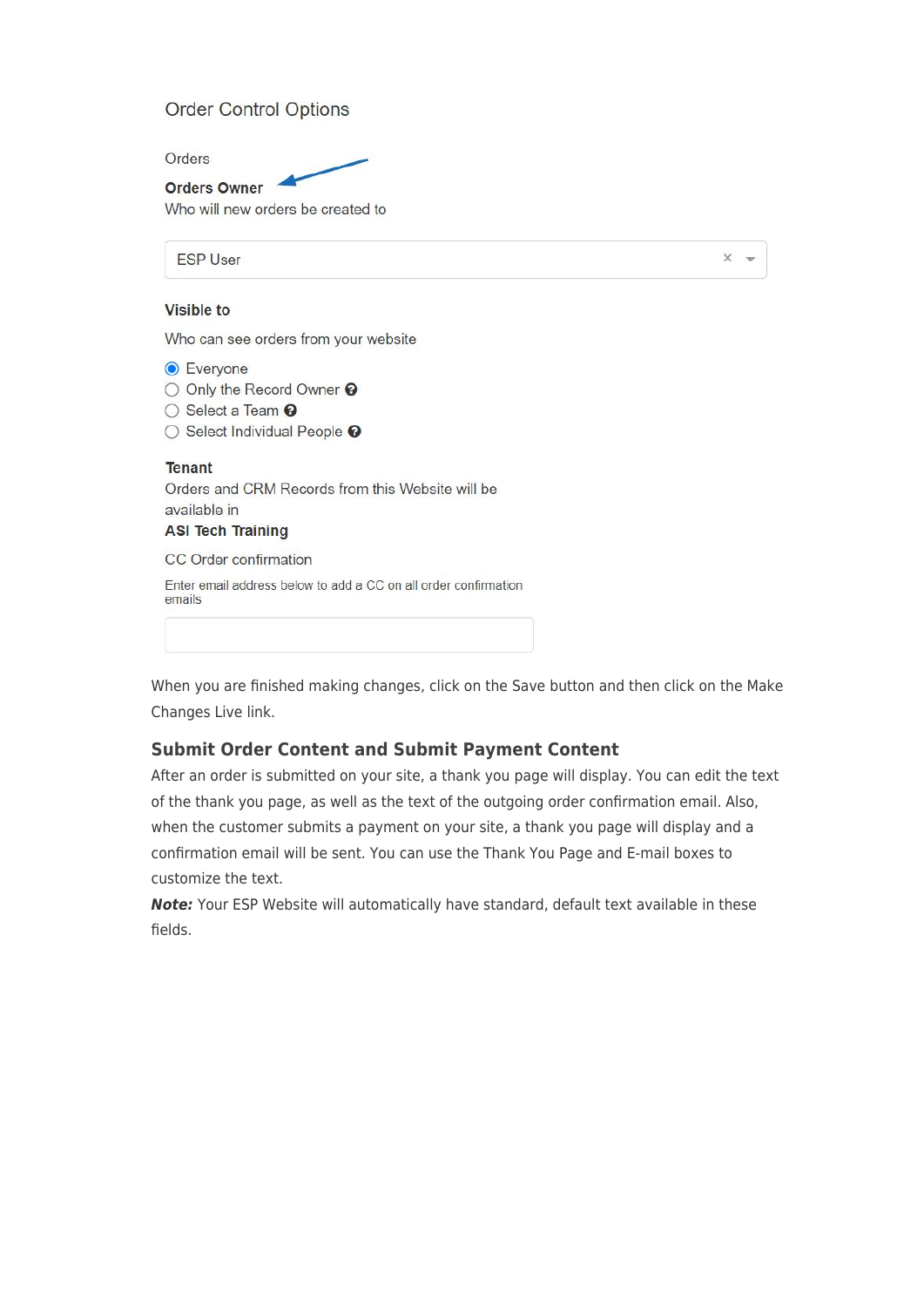Order Control Options

Orders

**Orders Owner**

Who will new orders be created to

ESP User

**Visible to**

Who can see orders from your website

- (•) Everyone
- ( ) Only the Record Owner
- ( ) Select a Team
- ( ) Select Individual People

**Tenant**

Orders and CRM Records from this Website will be available in

**ASI Tech Training**

CC Order confirmation

Enter email address below to add a CC on all order confirmation emails

When you are finished making changes, click on the Save button and then click on the Make Changes Live link.

### Submit Order Content and Submit Payment Content

After an order is submitted on your site, a thank you page will display. You can edit the text of the thank you page, as well as the text of the outgoing order confirmation email. Also, when the customer submits a payment on your site, a thank you page will display and a confirmation email will be sent. You can use the Thank You Page and E-mail boxes to customize the text.

***Note:*** Your ESP Website will automatically have standard, default text available in these fields.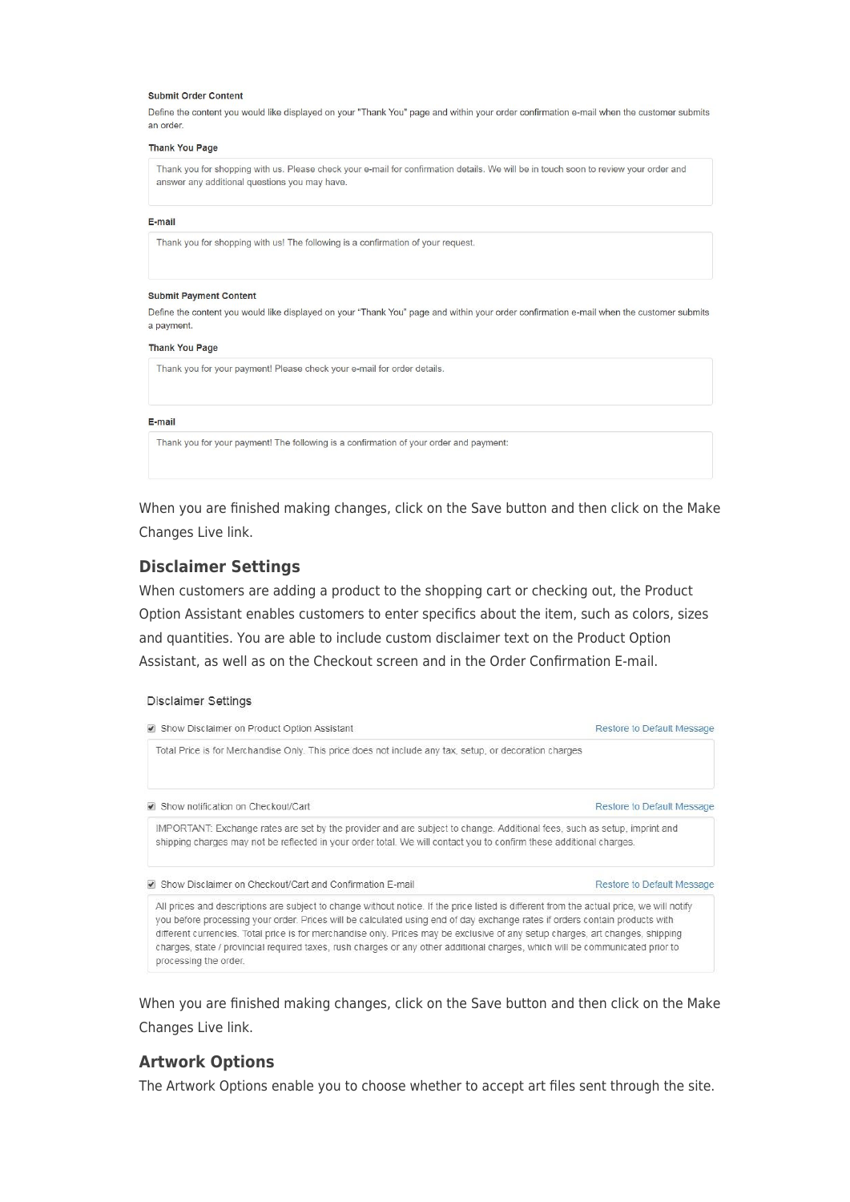**Submit Order Content**

Define the content you would like displayed on your "Thank You" page and within your order confirmation e-mail when the customer submits an order.

**Thank You Page**

Thank you for shopping with us. Please check your e-mail for confirmation details. We will be in touch soon to review your order and answer any additional questions you may have.

**E-mail**

Thank you for shopping with us! The following is a confirmation of your request.

**Submit Payment Content**

Define the content you would like displayed on your "Thank You" page and within your order confirmation e-mail when the customer submits a payment.

**Thank You Page**

Thank you for your payment! Please check your e-mail for order details.

**E-mail**

Thank you for your payment! The following is a confirmation of your order and payment:

When you are finished making changes, click on the Save button and then click on the Make Changes Live link.

### Disclaimer Settings

When customers are adding a product to the shopping cart or checking out, the Product Option Assistant enables customers to enter specifics about the item, such as colors, sizes and quantities. You are able to include custom disclaimer text on the Product Option Assistant, as well as on the Checkout screen and in the Order Confirmation E-mail.

Disclaimer Settings

- [x] Show Disclaimer on Product Option Assistant — Restore to Default Message

Total Price is for Merchandise Only. This price does not include any tax, setup, or decoration charges

- [x] Show notification on Checkout/Cart — Restore to Default Message

IMPORTANT: Exchange rates are set by the provider and are subject to change. Additional fees, such as setup, imprint and shipping charges may not be reflected in your order total. We will contact you to confirm these additional charges.

- [x] Show Disclaimer on Checkout/Cart and Confirmation E-mail — Restore to Default Message

All prices and descriptions are subject to change without notice. If the price listed is different from the actual price, we will notify you before processing your order. Prices will be calculated using end of day exchange rates if orders contain products with different currencies. Total price is for merchandise only. Prices may be exclusive of any setup charges, art changes, shipping charges, state / provincial required taxes, rush charges or any other additional charges, which will be communicated prior to processing the order.

When you are finished making changes, click on the Save button and then click on the Make Changes Live link.

### Artwork Options

The Artwork Options enable you to choose whether to accept art files sent through the site.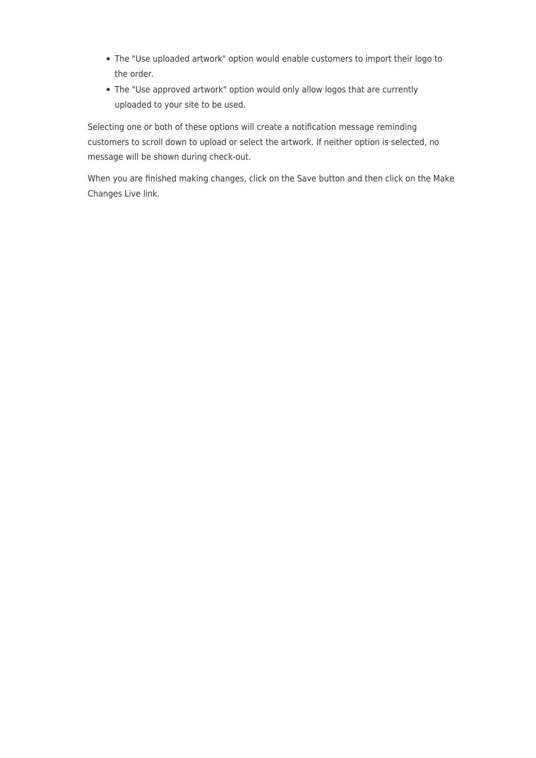- The "Use uploaded artwork" option would enable customers to import their logo to the order.
- The "Use approved artwork" option would only allow logos that are currently uploaded to your site to be used.

Selecting one or both of these options will create a notification message reminding customers to scroll down to upload or select the artwork. If neither option is selected, no message will be shown during check-out.

When you are finished making changes, click on the Save button and then click on the Make Changes Live link.